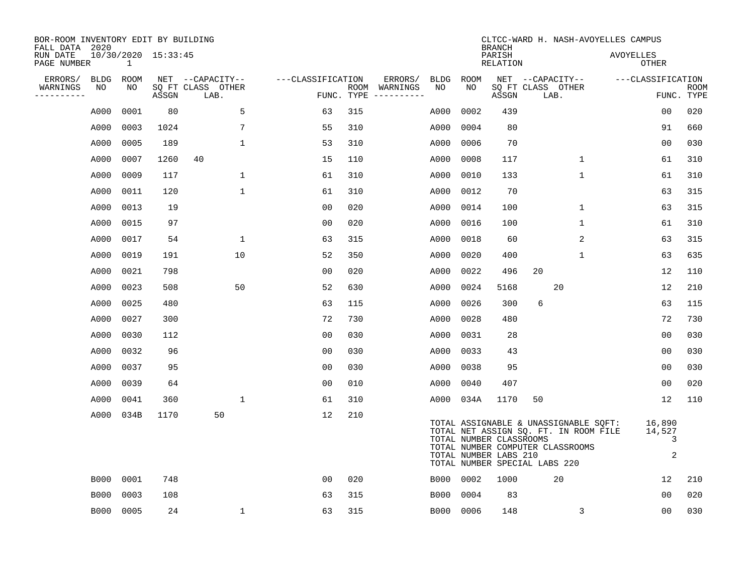BOR-ROOM INVENTORY EDIT BY BUILDING
FALL DATA 2020
RUN DATE 10/30/2020 15:33:45
PAGE NUMBER 1

CLTCC-WARD H. NASH-AVOYELLES CAMPUS
BRANCH
PARISH AVOYELLES
RELATION OTHER

| ERRORS/ WARNINGS | BLDG NO | ROOM NO | NET SQ FT ASSGN | CAPACITY CLASS | CAPACITY LAB. | CAPACITY OTHER | CLASSIFICATION FUNC. | ROOM TYPE | ERRORS/ WARNINGS | BLDG NO | ROOM NO | NET SQ FT ASSGN | CAPACITY CLASS | CAPACITY LAB. | CAPACITY OTHER | CLASSIFICATION FUNC. | ROOM TYPE |
|---|---|---|---|---|---|---|---|---|---|---|---|---|---|---|---|---|---|
| | A000 | 0001 | 80 | | | 5 | 63 | 315 | | A000 | 0002 | 439 | | | | 00 | 020 |
| | A000 | 0003 | 1024 | | | 7 | 55 | 310 | | A000 | 0004 | 80 | | | | 91 | 660 |
| | A000 | 0005 | 189 | | | 1 | 53 | 310 | | A000 | 0006 | 70 | | | | 00 | 030 |
| | A000 | 0007 | 1260 | 40 | | | 15 | 110 | | A000 | 0008 | 117 | | | 1 | 61 | 310 |
| | A000 | 0009 | 117 | | | 1 | 61 | 310 | | A000 | 0010 | 133 | | | 1 | 61 | 310 |
| | A000 | 0011 | 120 | | | 1 | 61 | 310 | | A000 | 0012 | 70 | | | | 63 | 315 |
| | A000 | 0013 | 19 | | | | 00 | 020 | | A000 | 0014 | 100 | | | 1 | 63 | 315 |
| | A000 | 0015 | 97 | | | | 00 | 020 | | A000 | 0016 | 100 | | | 1 | 61 | 310 |
| | A000 | 0017 | 54 | | | 1 | 63 | 315 | | A000 | 0018 | 60 | | | 2 | 63 | 315 |
| | A000 | 0019 | 191 | | | 10 | 52 | 350 | | A000 | 0020 | 400 | | | 1 | 63 | 635 |
| | A000 | 0021 | 798 | | | | 00 | 020 | | A000 | 0022 | 496 | 20 | | | 12 | 110 |
| | A000 | 0023 | 508 | | | 50 | 52 | 630 | | A000 | 0024 | 5168 | | 20 | | 12 | 210 |
| | A000 | 0025 | 480 | | | | 63 | 115 | | A000 | 0026 | 300 | 6 | | | 63 | 115 |
| | A000 | 0027 | 300 | | | | 72 | 730 | | A000 | 0028 | 480 | | | | 72 | 730 |
| | A000 | 0030 | 112 | | | | 00 | 030 | | A000 | 0031 | 28 | | | | 00 | 030 |
| | A000 | 0032 | 96 | | | | 00 | 030 | | A000 | 0033 | 43 | | | | 00 | 030 |
| | A000 | 0037 | 95 | | | | 00 | 030 | | A000 | 0038 | 95 | | | | 00 | 030 |
| | A000 | 0039 | 64 | | | | 00 | 010 | | A000 | 0040 | 407 | | | | 00 | 020 |
| | A000 | 0041 | 360 | | | 1 | 61 | 310 | | A000 | 034A | 1170 | 50 | | | 12 | 110 |
| | A000 | 034B | 1170 | | 50 | | 12 | 210 | | | | | | | | | |

TOTAL ASSIGNABLE & UNASSIGNABLE SQFT: 16,890
TOTAL NET ASSIGN SQ. FT. IN ROOM FILE 14,527
TOTAL NUMBER CLASSROOMS 3
TOTAL NUMBER COMPUTER CLASSROOMS
TOTAL NUMBER LABS 210 2
TOTAL NUMBER SPECIAL LABS 220

| ERRORS/ WARNINGS | BLDG NO | ROOM NO | NET SQ FT ASSGN | CAPACITY CLASS | CAPACITY LAB. | CAPACITY OTHER | CLASSIFICATION FUNC. | ROOM TYPE | ERRORS/ WARNINGS | BLDG NO | ROOM NO | NET SQ FT ASSGN | CAPACITY CLASS | CAPACITY LAB. | CAPACITY OTHER | CLASSIFICATION FUNC. | ROOM TYPE |
|---|---|---|---|---|---|---|---|---|---|---|---|---|---|---|---|---|---|
| | B000 | 0001 | 748 | | | | 00 | 020 | | B000 | 0002 | 1000 | | 20 | | 12 | 210 |
| | B000 | 0003 | 108 | | | | 63 | 315 | | B000 | 0004 | 83 | | | | 00 | 020 |
| | B000 | 0005 | 24 | | | 1 | 63 | 315 | | B000 | 0006 | 148 | | | 3 | 00 | 030 |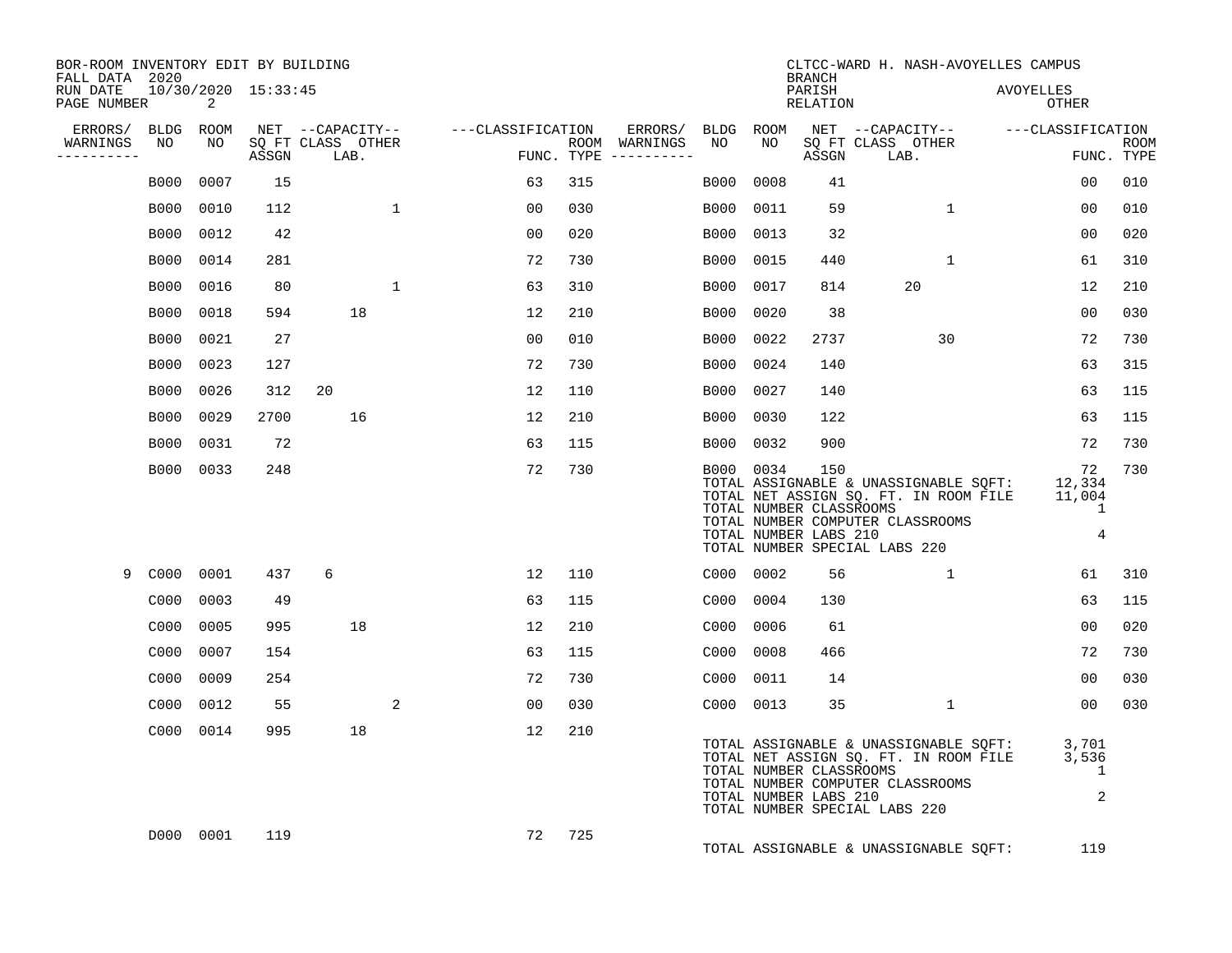BOR-ROOM INVENTORY EDIT BY BUILDING
FALL DATA 2020
RUN DATE 10/30/2020 15:33:45

CLTCC-WARD H. NASH-AVOYELLES CAMPUS
BRANCH
PARISH AVOYELLES
RELATION OTHER

| ERRORS/ WARNINGS | BLDG NO | ROOM NO | NET ASSGN SQ FT | CAPACITY CLASS | CAPACITY LAB. | CAPACITY OTHER | CLASSIFICATION FUNC. | ROOM TYPE | ERRORS/ WARNINGS | BLDG NO | ROOM NO | NET ASSGN SQ FT | CAPACITY CLASS | CAPACITY LAB. | CAPACITY OTHER | CLASSIFICATION FUNC. | ROOM TYPE |
|---|---|---|---|---|---|---|---|---|---|---|---|---|---|---|---|---|---|
| | B000 | 0007 | 15 | | | | 63 | 315 | | B000 | 0008 | 41 | | | | 00 | 010 |
| | B000 | 0010 | 112 | | | 1 | 00 | 030 | | B000 | 0011 | 59 | | | 1 | 00 | 010 |
| | B000 | 0012 | 42 | | | | 00 | 020 | | B000 | 0013 | 32 | | | | 00 | 020 |
| | B000 | 0014 | 281 | | | | 72 | 730 | | B000 | 0015 | 440 | | | 1 | 61 | 310 |
| | B000 | 0016 | 80 | | | 1 | 63 | 310 | | B000 | 0017 | 814 | | 20 | | 12 | 210 |
| | B000 | 0018 | 594 | | 18 | | 12 | 210 | | B000 | 0020 | 38 | | | | 00 | 030 |
| | B000 | 0021 | 27 | | | | 00 | 010 | | B000 | 0022 | 2737 | | | 30 | 72 | 730 |
| | B000 | 0023 | 127 | | | | 72 | 730 | | B000 | 0024 | 140 | | | | 63 | 315 |
| | B000 | 0026 | 312 | 20 | | | 12 | 110 | | B000 | 0027 | 140 | | | | 63 | 115 |
| | B000 | 0029 | 2700 | | 16 | | 12 | 210 | | B000 | 0030 | 122 | | | | 63 | 115 |
| | B000 | 0031 | 72 | | | | 63 | 115 | | B000 | 0032 | 900 | | | | 72 | 730 |
| | B000 | 0033 | 248 | | | | 72 | 730 | | B000 | 0034 | 150 | | | | 72 | 730 |

TOTAL ASSIGNABLE & UNASSIGNABLE SQFT: 12,334
TOTAL NET ASSIGN SQ. FT. IN ROOM FILE 11,004
TOTAL NUMBER CLASSROOMS 1
TOTAL NUMBER COMPUTER CLASSROOMS
TOTAL NUMBER LABS 210 4
TOTAL NUMBER SPECIAL LABS 220

| ERRORS/ WARNINGS | BLDG NO | ROOM NO | NET ASSGN SQ FT | CAPACITY CLASS | CAPACITY LAB. | CAPACITY OTHER | CLASSIFICATION FUNC. | ROOM TYPE | ERRORS/ WARNINGS | BLDG NO | ROOM NO | NET ASSGN SQ FT | CAPACITY CLASS | CAPACITY LAB. | CAPACITY OTHER | CLASSIFICATION FUNC. | ROOM TYPE |
|---|---|---|---|---|---|---|---|---|---|---|---|---|---|---|---|---|---|
| 9 | C000 | 0001 | 437 | 6 | | | 12 | 110 | | C000 | 0002 | 56 | | | 1 | 61 | 310 |
| | C000 | 0003 | 49 | | | | 63 | 115 | | C000 | 0004 | 130 | | | | 63 | 115 |
| | C000 | 0005 | 995 | | 18 | | 12 | 210 | | C000 | 0006 | 61 | | | | 00 | 020 |
| | C000 | 0007 | 154 | | | | 63 | 115 | | C000 | 0008 | 466 | | | | 72 | 730 |
| | C000 | 0009 | 254 | | | | 72 | 730 | | C000 | 0011 | 14 | | | | 00 | 030 |
| | C000 | 0012 | 55 | | | 2 | 00 | 030 | | C000 | 0013 | 35 | | | 1 | 00 | 030 |
| | C000 | 0014 | 995 | | 18 | | 12 | 210 | | | | | | | | | |

TOTAL ASSIGNABLE & UNASSIGNABLE SQFT: 3,701
TOTAL NET ASSIGN SQ. FT. IN ROOM FILE 3,536
TOTAL NUMBER CLASSROOMS 1
TOTAL NUMBER COMPUTER CLASSROOMS
TOTAL NUMBER LABS 210 2
TOTAL NUMBER SPECIAL LABS 220

| ERRORS/ WARNINGS | BLDG NO | ROOM NO | NET ASSGN SQ FT | CAPACITY CLASS | CAPACITY LAB. | CAPACITY OTHER | CLASSIFICATION FUNC. | ROOM TYPE |
|---|---|---|---|---|---|---|---|---|
| | D000 | 0001 | 119 | | | | 72 | 725 |

TOTAL ASSIGNABLE & UNASSIGNABLE SQFT: 119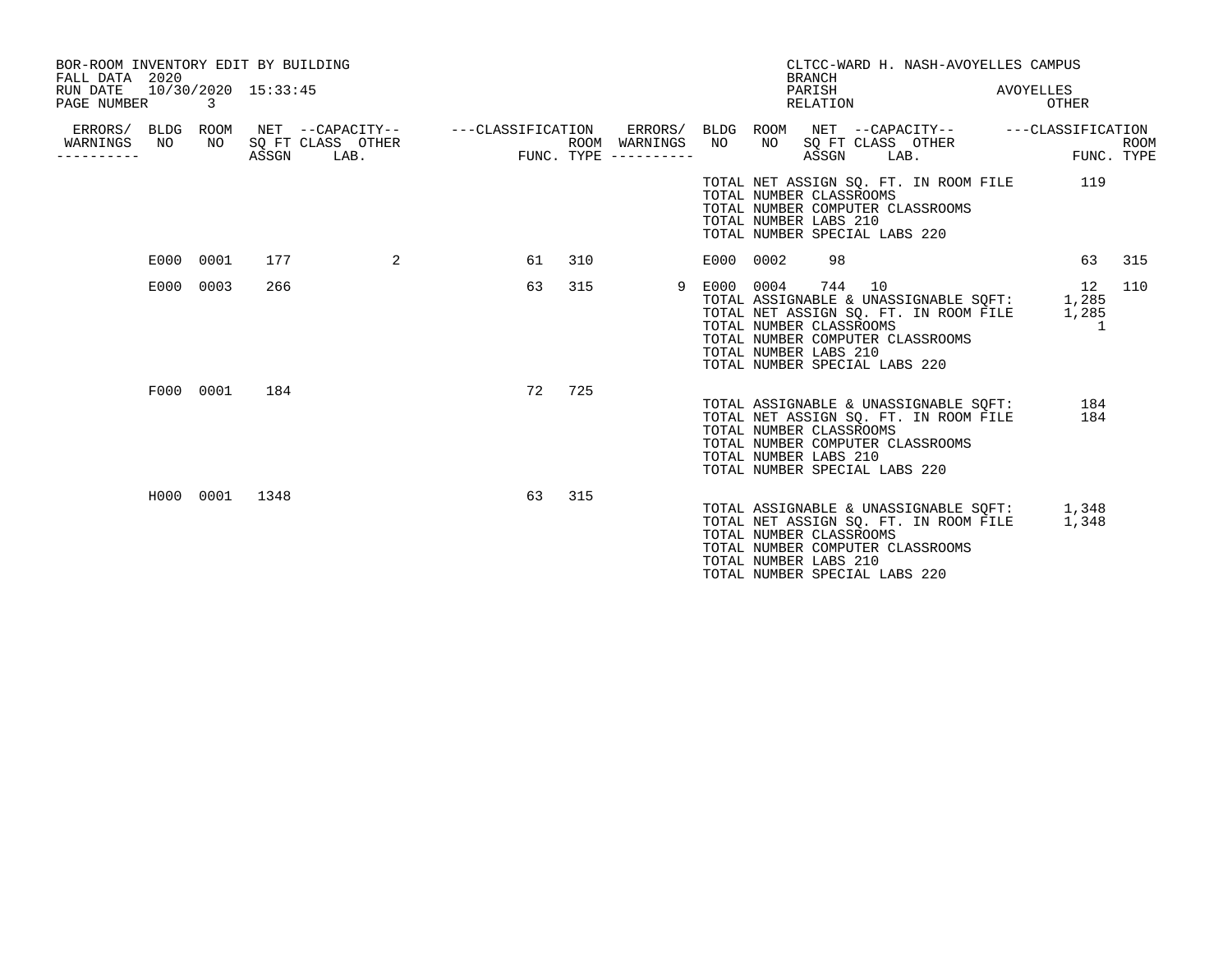BOR-ROOM INVENTORY EDIT BY BUILDING
FALL DATA 2020
RUN DATE 10/30/2020 15:33:45

CLTCC-WARD H. NASH-AVOYELLES CAMPUS
BRANCH
PARISH AVOYELLES
RELATION OTHER

| ERRORS/ WARNINGS | BLDG NO | ROOM NO | NET SQ FT ASSGN | CAPACITY CLASS LAB. | CAPACITY OTHER | CLASSIFICATION FUNC. | ROOM TYPE | ERRORS/ WARNINGS | BLDG NO | ROOM NO | NET SQ FT ASSGN | CAPACITY CLASS LAB. | CAPACITY OTHER | CLASSIFICATION FUNC. | ROOM TYPE |
|---|---|---|---|---|---|---|---|---|---|---|---|---|---|---|---|
| | | | | | | | | | TOTAL NET ASSIGN SQ. FT. IN ROOM FILE | | | | | 119 | |
| | | | | | | | | | TOTAL NUMBER CLASSROOMS | | | | | | |
| | | | | | | | | | TOTAL NUMBER COMPUTER CLASSROOMS | | | | | | |
| | | | | | | | | | TOTAL NUMBER LABS 210 | | | | | | |
| | | | | | | | | | TOTAL NUMBER SPECIAL LABS 220 | | | | | | |
| | E000 | 0001 | 177 | | 2 | 61 | 310 | | E000 | 0002 | 98 | | | 63 | 315 |
| | E000 | 0003 | 266 | | | 63 | 315 | 9 | E000 | 0004 | 744 | 10 | | 12 | 110 |
| | | | | | | | | | TOTAL ASSIGNABLE & UNASSIGNABLE SQFT: | | | | | 1,285 | |
| | | | | | | | | | TOTAL NET ASSIGN SQ. FT. IN ROOM FILE | | | | | 1,285 | |
| | | | | | | | | | TOTAL NUMBER CLASSROOMS | | | | | 1 | |
| | | | | | | | | | TOTAL NUMBER COMPUTER CLASSROOMS | | | | | | |
| | | | | | | | | | TOTAL NUMBER LABS 210 | | | | | | |
| | | | | | | | | | TOTAL NUMBER SPECIAL LABS 220 | | | | | | |
| | F000 | 0001 | 184 | | | 72 | 725 | | | | | | | | |
| | | | | | | | | | TOTAL ASSIGNABLE & UNASSIGNABLE SQFT: | | | | | 184 | |
| | | | | | | | | | TOTAL NET ASSIGN SQ. FT. IN ROOM FILE | | | | | 184 | |
| | | | | | | | | | TOTAL NUMBER CLASSROOMS | | | | | | |
| | | | | | | | | | TOTAL NUMBER COMPUTER CLASSROOMS | | | | | | |
| | | | | | | | | | TOTAL NUMBER LABS 210 | | | | | | |
| | | | | | | | | | TOTAL NUMBER SPECIAL LABS 220 | | | | | | |
| | H000 | 0001 | 1348 | | | 63 | 315 | | | | | | | | |
| | | | | | | | | | TOTAL ASSIGNABLE & UNASSIGNABLE SQFT: | | | | | 1,348 | |
| | | | | | | | | | TOTAL NET ASSIGN SQ. FT. IN ROOM FILE | | | | | 1,348 | |
| | | | | | | | | | TOTAL NUMBER CLASSROOMS | | | | | | |
| | | | | | | | | | TOTAL NUMBER COMPUTER CLASSROOMS | | | | | | |
| | | | | | | | | | TOTAL NUMBER LABS 210 | | | | | | |
| | | | | | | | | | TOTAL NUMBER SPECIAL LABS 220 | | | | | | |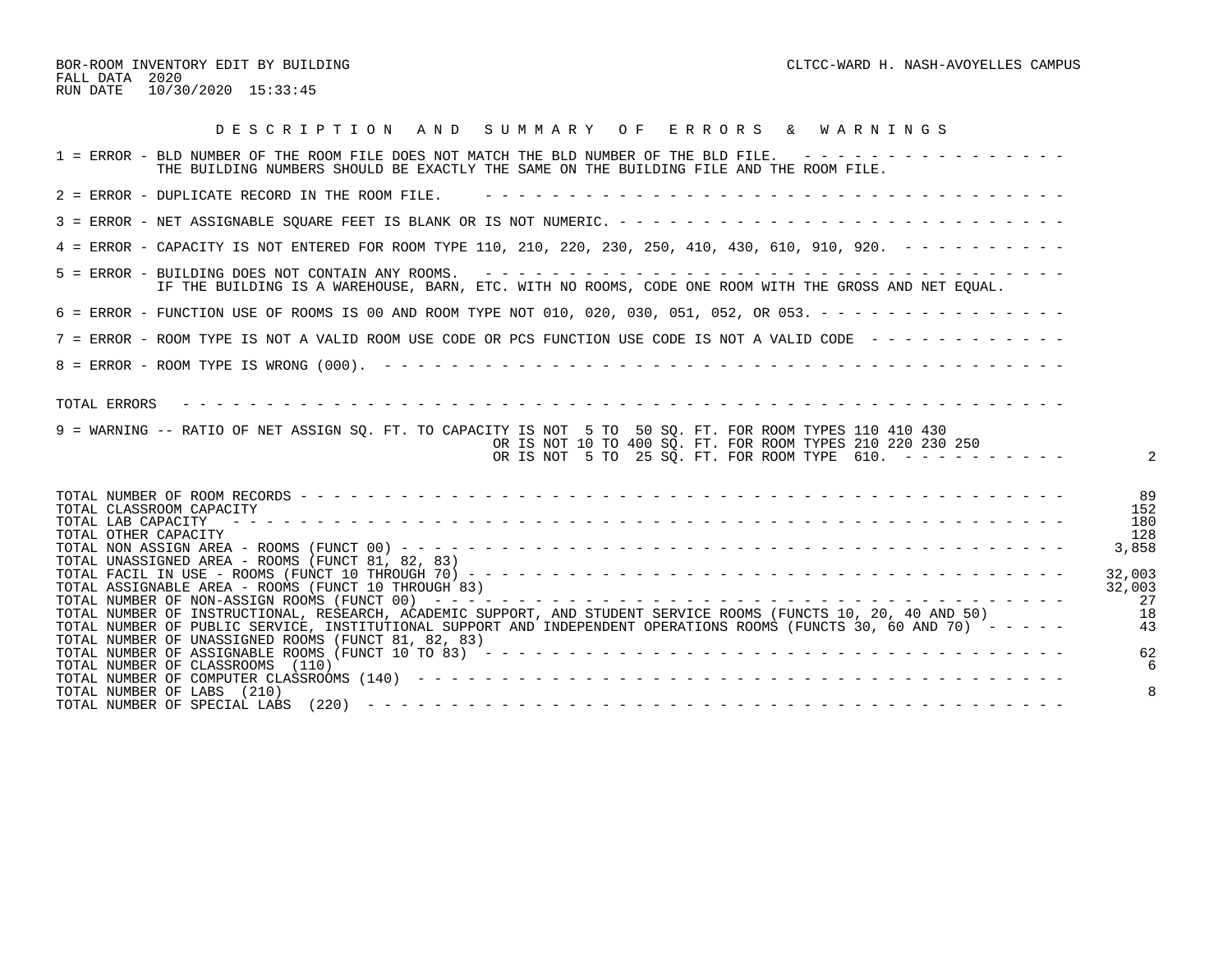BOR-ROOM INVENTORY EDIT BY BUILDING CLTCC-WARD H. NASH-AVOYELLES CAMPUS
FALL DATA 2020
RUN DATE 10/30/2020 15:33:45

## D E S C R I P T I O N A N D S U M M A R Y O F E R R O R S & W A R N I N G S

| | |
|---|---|
| 1 = ERROR - BLD NUMBER OF THE ROOM FILE DOES NOT MATCH THE BLD NUMBER OF THE BLD FILE. THE BUILDING NUMBERS SHOULD BE EXACTLY THE SAME ON THE BUILDING FILE AND THE ROOM FILE. | |
| 2 = ERROR - DUPLICATE RECORD IN THE ROOM FILE. | |
| 3 = ERROR - NET ASSIGNABLE SQUARE FEET IS BLANK OR IS NOT NUMERIC. | |
| 4 = ERROR - CAPACITY IS NOT ENTERED FOR ROOM TYPE 110, 210, 220, 230, 250, 410, 430, 610, 910, 920. | |
| 5 = ERROR - BUILDING DOES NOT CONTAIN ANY ROOMS. IF THE BUILDING IS A WAREHOUSE, BARN, ETC. WITH NO ROOMS, CODE ONE ROOM WITH THE GROSS AND NET EQUAL. | |
| 6 = ERROR - FUNCTION USE OF ROOMS IS 00 AND ROOM TYPE NOT 010, 020, 030, 051, 052, OR 053. | |
| 7 = ERROR - ROOM TYPE IS NOT A VALID ROOM USE CODE OR PCS FUNCTION USE CODE IS NOT A VALID CODE | |
| 8 = ERROR - ROOM TYPE IS WRONG (000). | |
| TOTAL ERRORS | |
| 9 = WARNING -- RATIO OF NET ASSIGN SQ. FT. TO CAPACITY IS NOT 5 TO 50 SQ. FT. FOR ROOM TYPES 110 410 430 OR IS NOT 10 TO 400 SQ. FT. FOR ROOM TYPES 210 220 230 250 OR IS NOT 5 TO 25 SQ. FT. FOR ROOM TYPE 610. | 2 |

| | |
|---|---|
| TOTAL NUMBER OF ROOM RECORDS | 89 |
| TOTAL CLASSROOM CAPACITY | 152 |
| TOTAL LAB CAPACITY | 180 |
| TOTAL OTHER CAPACITY | 128 |
| TOTAL NON ASSIGN AREA - ROOMS (FUNCT 00) | 3,858 |
| TOTAL UNASSIGNED AREA - ROOMS (FUNCT 81, 82, 83) | |
| TOTAL FACIL IN USE - ROOMS (FUNCT 10 THROUGH 70) | 32,003 |
| TOTAL ASSIGNABLE AREA - ROOMS (FUNCT 10 THROUGH 83) | 32,003 |
| TOTAL NUMBER OF NON-ASSIGN ROOMS (FUNCT 00) | 27 |
| TOTAL NUMBER OF INSTRUCTIONAL, RESEARCH, ACADEMIC SUPPORT, AND STUDENT SERVICE ROOMS (FUNCTS 10, 20, 40 AND 50) | 18 |
| TOTAL NUMBER OF PUBLIC SERVICE, INSTITUTIONAL SUPPORT AND INDEPENDENT OPERATIONS ROOMS (FUNCTS 30, 60 AND 70) | 43 |
| TOTAL NUMBER OF UNASSIGNED ROOMS (FUNCT 81, 82, 83) | |
| TOTAL NUMBER OF ASSIGNABLE ROOMS (FUNCT 10 TO 83) | 62 |
| TOTAL NUMBER OF CLASSROOMS (110) | 6 |
| TOTAL NUMBER OF COMPUTER CLASSROOMS (140) | |
| TOTAL NUMBER OF LABS (210) | 8 |
| TOTAL NUMBER OF SPECIAL LABS (220) | |